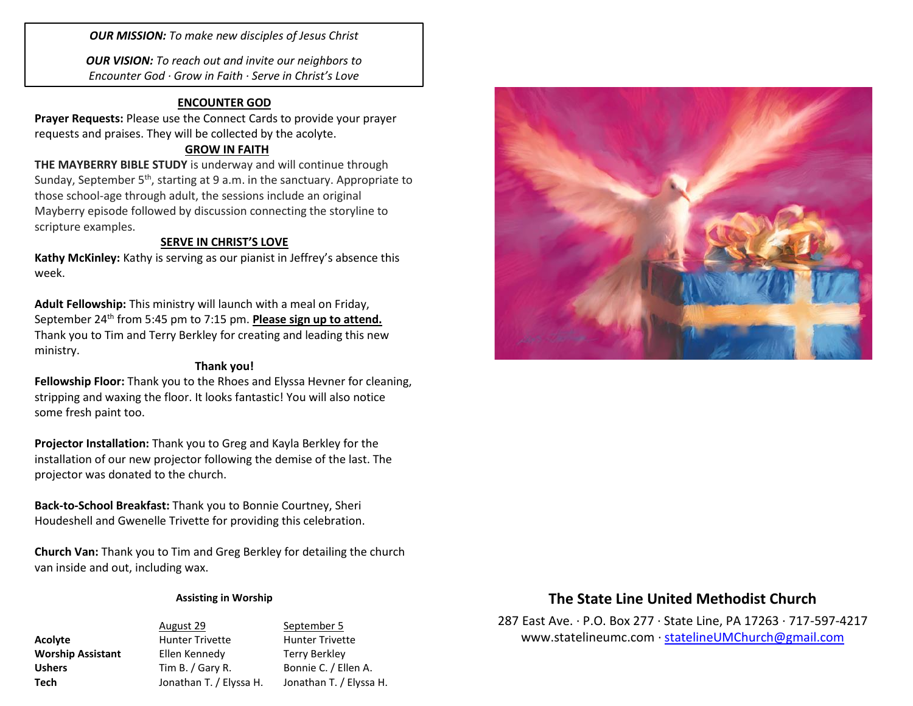***OUR MISSION:*** *To make new disciples of Jesus Christ*

***OUR VISION:*** *To reach out and invite our neighbors to Encounter God · Grow in Faith · Serve in Christ's Love*

## ENCOUNTER GOD

**Prayer Requests:** Please use the Connect Cards to provide your prayer requests and praises. They will be collected by the acolyte.

## GROW IN FAITH

**THE MAYBERRY BIBLE STUDY** is underway and will continue through Sunday, September 5th, starting at 9 a.m. in the sanctuary. Appropriate to those school-age through adult, the sessions include an original Mayberry episode followed by discussion connecting the storyline to scripture examples.

## SERVE IN CHRIST'S LOVE

**Kathy McKinley:** Kathy is serving as our pianist in Jeffrey's absence this week.

**Adult Fellowship:** This ministry will launch with a meal on Friday, September 24th from 5:45 pm to 7:15 pm. **Please sign up to attend.** Thank you to Tim and Terry Berkley for creating and leading this new ministry.

**Thank you!**

**Fellowship Floor:** Thank you to the Rhoes and Elyssa Hevner for cleaning, stripping and waxing the floor. It looks fantastic! You will also notice some fresh paint too.

**Projector Installation:** Thank you to Greg and Kayla Berkley for the installation of our new projector following the demise of the last. The projector was donated to the church.

**Back-to-School Breakfast:** Thank you to Bonnie Courtney, Sheri Houdeshell and Gwenelle Trivette for providing this celebration.

**Church Van:** Thank you to Tim and Greg Berkley for detailing the church van inside and out, including wax.

**Assisting in Worship**

| | August 29 | September 5 |
|---|---|---|
| **Acolyte** | Hunter Trivette | Hunter Trivette |
| **Worship Assistant** | Ellen Kennedy | Terry Berkley |
| **Ushers** | Tim B. / Gary R. | Bonnie C. / Ellen A. |
| **Tech** | Jonathan T. / Elyssa H. | Jonathan T. / Elyssa H. |

# The State Line United Methodist Church

287 East Ave. · P.O. Box 277 · State Line, PA 17263 · 717-597-4217
www.statelineumc.com · statelineUMChurch@gmail.com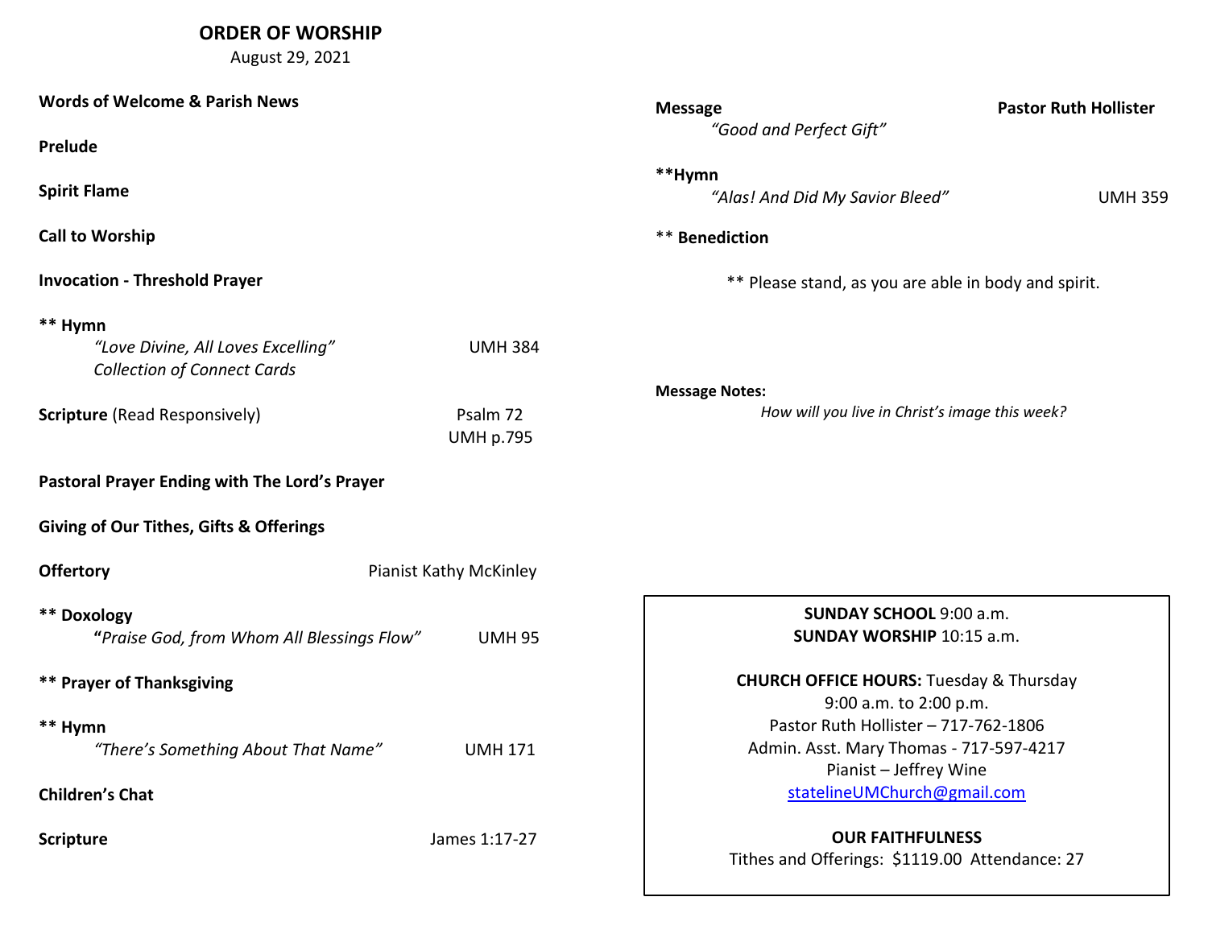## ORDER OF WORSHIP

August 29, 2021

**Words of Welcome & Parish News**

**Prelude**

**Spirit Flame**

**Call to Worship**

**Invocation - Threshold Prayer**

**\*\* Hymn**
*"Love Divine, All Loves Excelling"* UMH 384
*Collection of Connect Cards*

**Scripture** (Read Responsively) Psalm 72
UMH p.795

**Pastoral Prayer Ending with The Lord's Prayer**

**Giving of Our Tithes, Gifts & Offerings**

**Offertory** Pianist Kathy McKinley

**\*\* Doxology**
**"***Praise God, from Whom All Blessings Flow"* UMH 95

**\*\* Prayer of Thanksgiving**

**\*\* Hymn**
*"There's Something About That Name"* UMH 171

**Children's Chat**

**Scripture** James 1:17-27

**Message** **Pastor Ruth Hollister**
*"Good and Perfect Gift"*

**\*\*Hymn**
*"Alas! And Did My Savior Bleed"* UMH 359

\*\* **Benediction**

\*\* Please stand, as you are able in body and spirit.

**Message Notes:**
*How will you live in Christ's image this week?*

**SUNDAY SCHOOL** 9:00 a.m.
**SUNDAY WORSHIP** 10:15 a.m.

**CHURCH OFFICE HOURS:** Tuesday & Thursday
9:00 a.m. to 2:00 p.m.
Pastor Ruth Hollister – 717-762-1806
Admin. Asst. Mary Thomas - 717-597-4217
Pianist – Jeffrey Wine
statelineUMChurch@gmail.com

**OUR FAITHFULNESS**
Tithes and Offerings: $1119.00 Attendance: 27